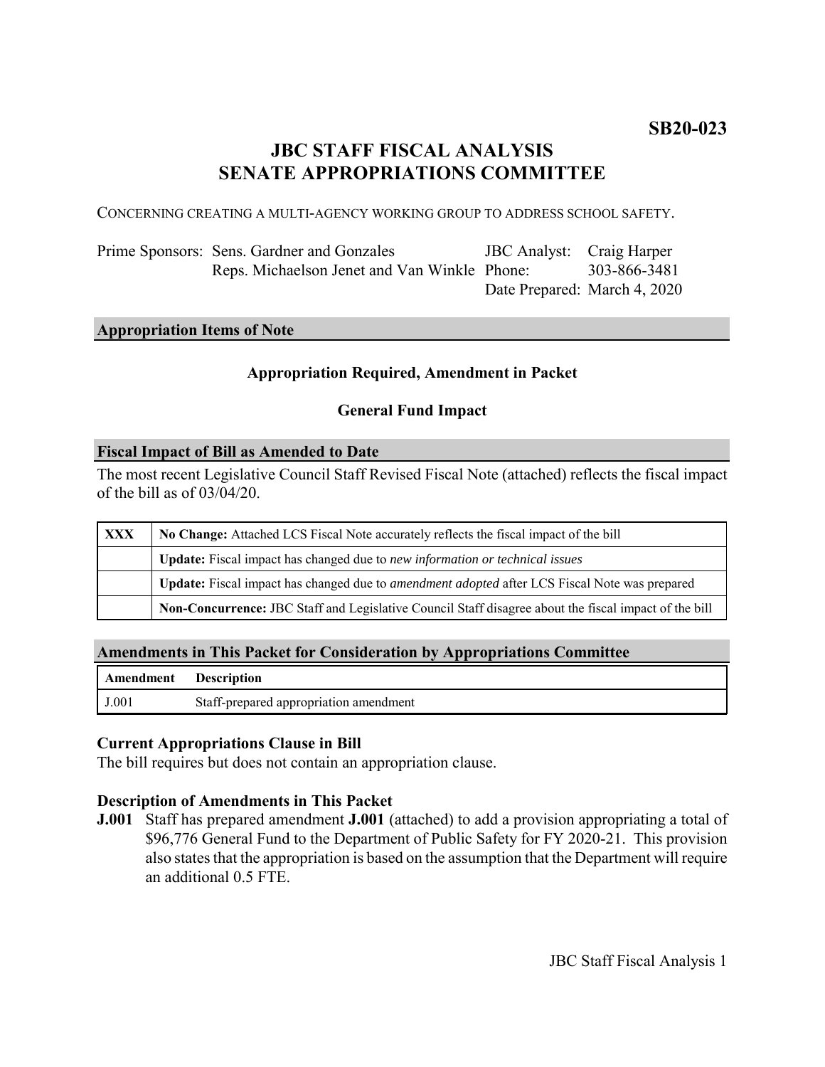**SB20-023**

# JBC STAFF FISCAL ANALYSIS
# SENATE APPROPRIATIONS COMMITTEE

CONCERNING CREATING A MULTI-AGENCY WORKING GROUP TO ADDRESS SCHOOL SAFETY.

| | | | |
|---|---|---|---|
| Prime Sponsors: | Sens. Gardner and Gonzales | JBC Analyst: | Craig Harper |
| | Reps. Michaelson Jenet and Van Winkle | Phone: | 303-866-3481 |
| | | Date Prepared: | March 4, 2020 |

## Appropriation Items of Note

**Appropriation Required, Amendment in Packet**

**General Fund Impact**

## Fiscal Impact of Bill as Amended to Date

The most recent Legislative Council Staff Revised Fiscal Note (attached) reflects the fiscal impact of the bill as of 03/04/20.

| | |
|---|---|
| **XXX** | **No Change:** Attached LCS Fiscal Note accurately reflects the fiscal impact of the bill |
| | **Update:** Fiscal impact has changed due to *new information or technical issues* |
| | **Update:** Fiscal impact has changed due to *amendment adopted* after LCS Fiscal Note was prepared |
| | **Non-Concurrence:** JBC Staff and Legislative Council Staff disagree about the fiscal impact of the bill |

## Amendments in This Packet for Consideration by Appropriations Committee

| Amendment | Description |
|---|---|
| J.001 | Staff-prepared appropriation amendment |

### Current Appropriations Clause in Bill

The bill requires but does not contain an appropriation clause.

### Description of Amendments in This Packet

**J.001** Staff has prepared amendment **J.001** (attached) to add a provision appropriating a total of \$96,776 General Fund to the Department of Public Safety for FY 2020-21. This provision also states that the appropriation is based on the assumption that the Department will require an additional 0.5 FTE.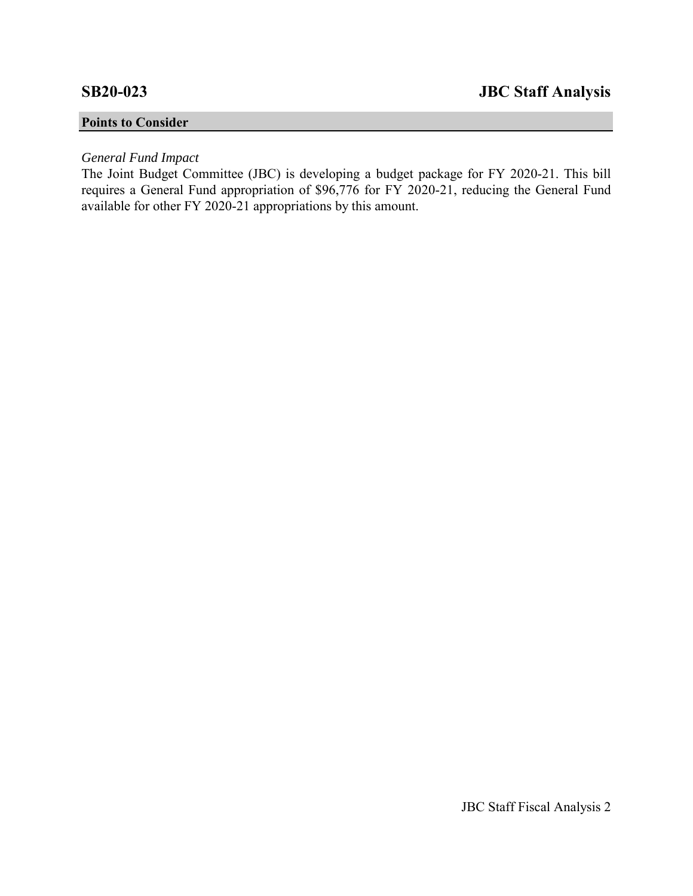## Points to Consider

*General Fund Impact*

The Joint Budget Committee (JBC) is developing a budget package for FY 2020-21. This bill requires a General Fund appropriation of $96,776 for FY 2020-21, reducing the General Fund available for other FY 2020-21 appropriations by this amount.